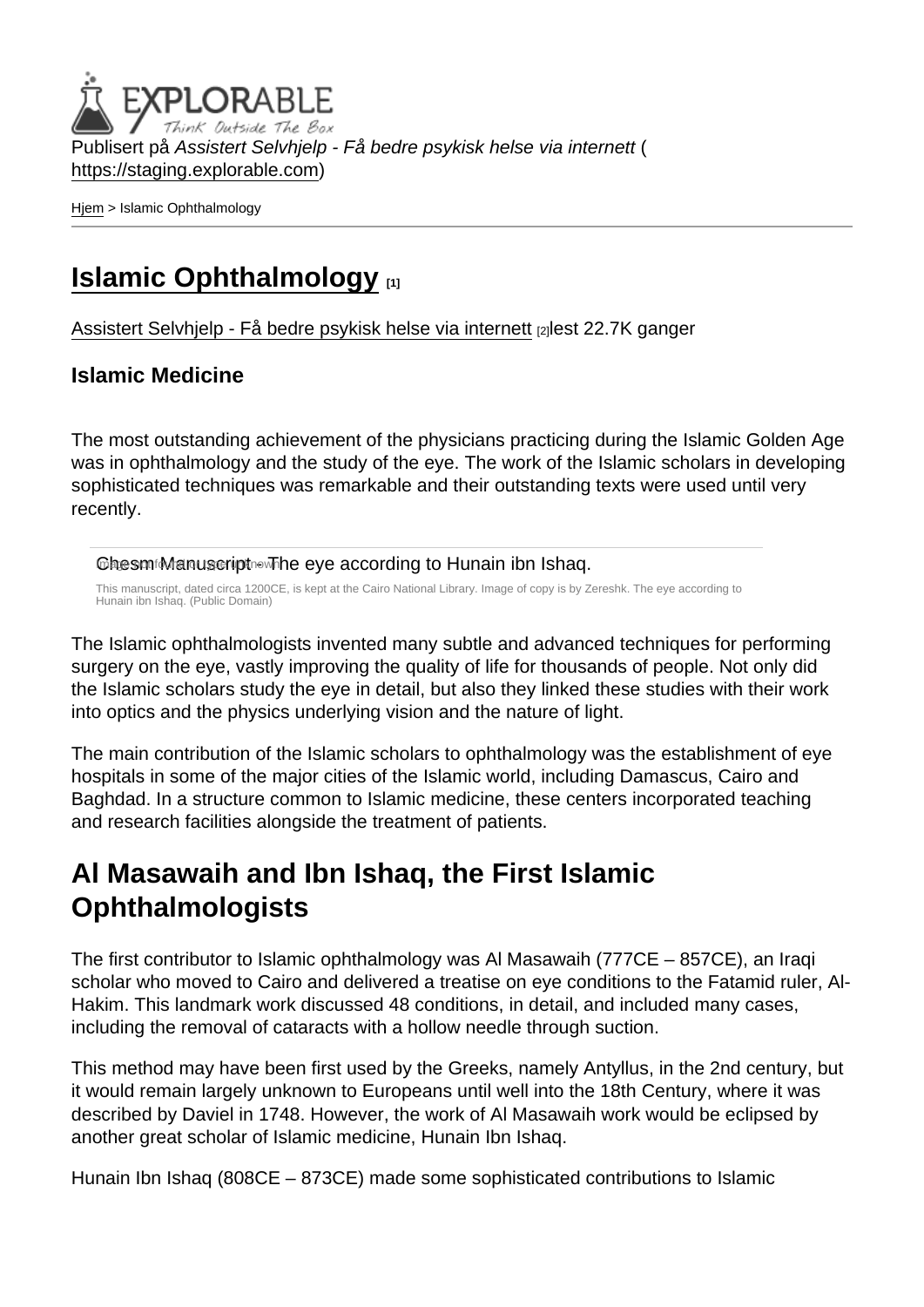Publisert på *Assistert Selvhjelp - Få bedre psykisk helse via internett* (https://staging.explorable.com)

Hjem > Islamic Ophthalmology

# Islamic Ophthalmology [1]

Assistert Selvhjelp - Få bedre psykisk helse via internett [2]lest 22.7K ganger

### Islamic Medicine

The most outstanding achievement of the physicians practicing during the Islamic Golden Age was in ophthalmology and the study of the eye. The work of the Islamic scholars in developing sophisticated techniques was remarkable and their outstanding texts were used until very recently.

Chesm Manuscript - The eye according to Hunain ibn Ishaq.

This manuscript, dated circa 1200CE, is kept at the Cairo National Library. Image of copy is by Zereshk. The eye according to Hunain ibn Ishaq. (Public Domain)

The Islamic ophthalmologists invented many subtle and advanced techniques for performing surgery on the eye, vastly improving the quality of life for thousands of people. Not only did the Islamic scholars study the eye in detail, but also they linked these studies with their work into optics and the physics underlying vision and the nature of light.

The main contribution of the Islamic scholars to ophthalmology was the establishment of eye hospitals in some of the major cities of the Islamic world, including Damascus, Cairo and Baghdad. In a structure common to Islamic medicine, these centers incorporated teaching and research facilities alongside the treatment of patients.

## Al Masawaih and Ibn Ishaq, the First Islamic Ophthalmologists

The first contributor to Islamic ophthalmology was Al Masawaih (777CE – 857CE), an Iraqi scholar who moved to Cairo and delivered a treatise on eye conditions to the Fatamid ruler, Al-Hakim. This landmark work discussed 48 conditions, in detail, and included many cases, including the removal of cataracts with a hollow needle through suction.

This method may have been first used by the Greeks, namely Antyllus, in the 2nd century, but it would remain largely unknown to Europeans until well into the 18th Century, where it was described by Daviel in 1748. However, the work of Al Masawaih work would be eclipsed by another great scholar of Islamic medicine, Hunain Ibn Ishaq.

Hunain Ibn Ishaq (808CE – 873CE) made some sophisticated contributions to Islamic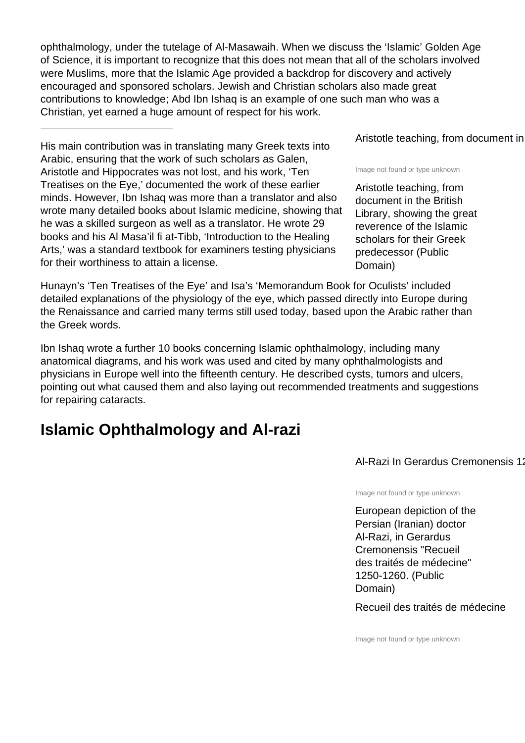ophthalmology, under the tutelage of Al-Masawaih. When we discuss the 'Islamic' Golden Age of Science, it is important to recognize that this does not mean that all of the scholars involved were Muslims, more that the Islamic Age provided a backdrop for discovery and actively encouraged and sponsored scholars. Jewish and Christian scholars also made great contributions to knowledge; Abd Ibn Ishaq is an example of one such man who was a Christian, yet earned a huge amount of respect for his work.

His main contribution was in translating many Greek texts into Arabic, ensuring that the work of such scholars as Galen, Aristotle and Hippocrates was not lost, and his work, 'Ten Treatises on the Eye,' documented the work of these earlier minds. However, Ibn Ishaq was more than a translator and also wrote many detailed books about Islamic medicine, showing that he was a skilled surgeon as well as a translator. He wrote 29 books and his Al Masa'il fi at-Tibb, 'Introduction to the Healing Arts,' was a standard textbook for examiners testing physicians for their worthiness to attain a license.

Aristotle teaching, from document in

Image not found or type unknown

Aristotle teaching, from document in the British Library, showing the great reverence of the Islamic scholars for their Greek predecessor (Public Domain)

Hunayn's 'Ten Treatises of the Eye' and Isa's 'Memorandum Book for Oculists' included detailed explanations of the physiology of the eye, which passed directly into Europe during the Renaissance and carried many terms still used today, based upon the Arabic rather than the Greek words.

Ibn Ishaq wrote a further 10 books concerning Islamic ophthalmology, including many anatomical diagrams, and his work was used and cited by many ophthalmologists and physicians in Europe well into the fifteenth century. He described cysts, tumors and ulcers, pointing out what caused them and also laying out recommended treatments and suggestions for repairing cataracts.

## Islamic Ophthalmology and Al-razi

Al-Razi In Gerardus Cremonensis 12

Image not found or type unknown

European depiction of the Persian (Iranian) doctor Al-Razi, in Gerardus Cremonensis "Recueil des traités de médecine" 1250-1260. (Public Domain)

Recueil des traités de médecine

Image not found or type unknown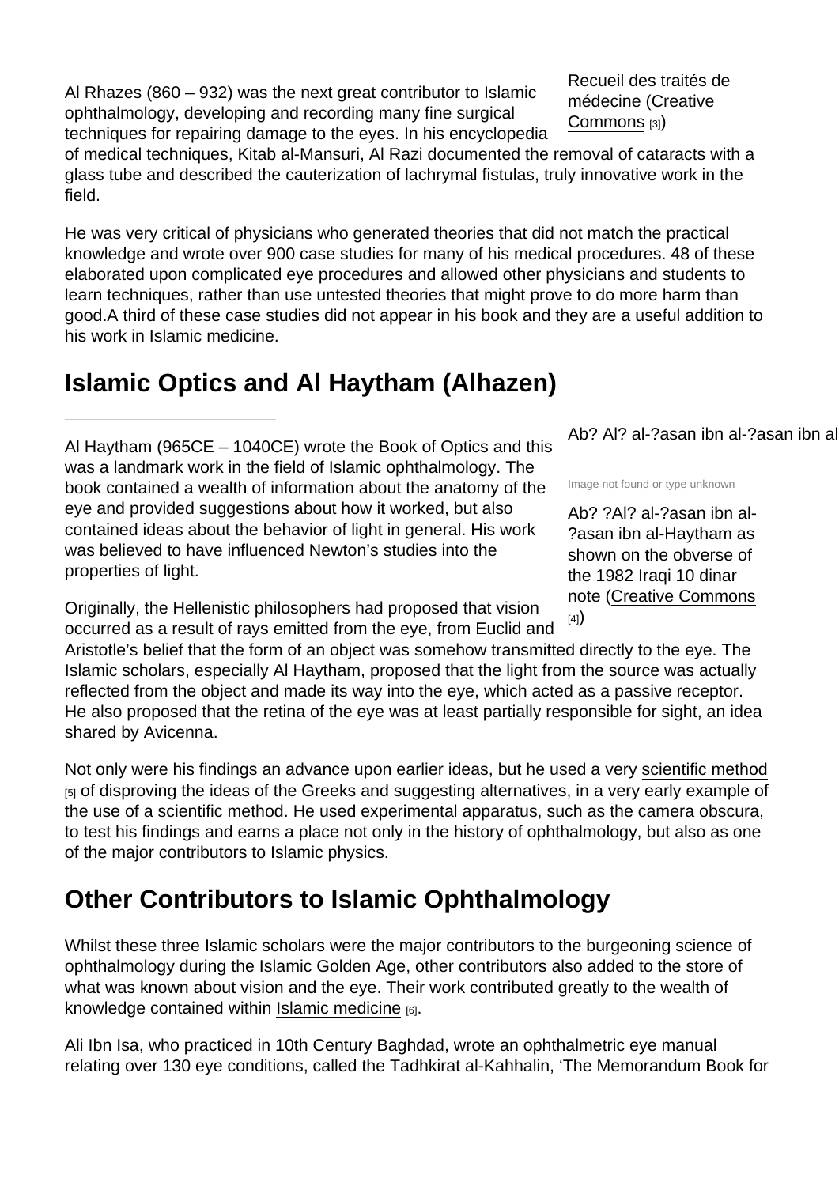Recueil des traités de médecine (Creative Commons [3])

Al Rhazes (860 – 932) was the next great contributor to Islamic ophthalmology, developing and recording many fine surgical techniques for repairing damage to the eyes. In his encyclopedia of medical techniques, Kitab al-Mansuri, Al Razi documented the removal of cataracts with a glass tube and described the cauterization of lachrymal fistulas, truly innovative work in the field.

He was very critical of physicians who generated theories that did not match the practical knowledge and wrote over 900 case studies for many of his medical procedures. 48 of these elaborated upon complicated eye procedures and allowed other physicians and students to learn techniques, rather than use untested theories that might prove to do more harm than good.A third of these case studies did not appear in his book and they are a useful addition to his work in Islamic medicine.

## Islamic Optics and Al Haytham (Alhazen)

Ab? Al? al-?asan ibn al-?asan ibn al

Image not found or type unknown

Ab? ?Al? al-?asan ibn al-?asan ibn al-Haytham as shown on the obverse of the 1982 Iraqi 10 dinar note (Creative Commons [4])

Al Haytham (965CE – 1040CE) wrote the Book of Optics and this was a landmark work in the field of Islamic ophthalmology. The book contained a wealth of information about the anatomy of the eye and provided suggestions about how it worked, but also contained ideas about the behavior of light in general. His work was believed to have influenced Newton's studies into the properties of light.

Originally, the Hellenistic philosophers had proposed that vision occurred as a result of rays emitted from the eye, from Euclid and Aristotle's belief that the form of an object was somehow transmitted directly to the eye. The Islamic scholars, especially Al Haytham, proposed that the light from the source was actually reflected from the object and made its way into the eye, which acted as a passive receptor. He also proposed that the retina of the eye was at least partially responsible for sight, an idea shared by Avicenna.

Not only were his findings an advance upon earlier ideas, but he used a very scientific method [5] of disproving the ideas of the Greeks and suggesting alternatives, in a very early example of the use of a scientific method. He used experimental apparatus, such as the camera obscura, to test his findings and earns a place not only in the history of ophthalmology, but also as one of the major contributors to Islamic physics.

## Other Contributors to Islamic Ophthalmology

Whilst these three Islamic scholars were the major contributors to the burgeoning science of ophthalmology during the Islamic Golden Age, other contributors also added to the store of what was known about vision and the eye. Their work contributed greatly to the wealth of knowledge contained within Islamic medicine [6].

Ali Ibn Isa, who practiced in 10th Century Baghdad, wrote an ophthalmetric eye manual relating over 130 eye conditions, called the Tadhkirat al-Kahhalin, 'The Memorandum Book for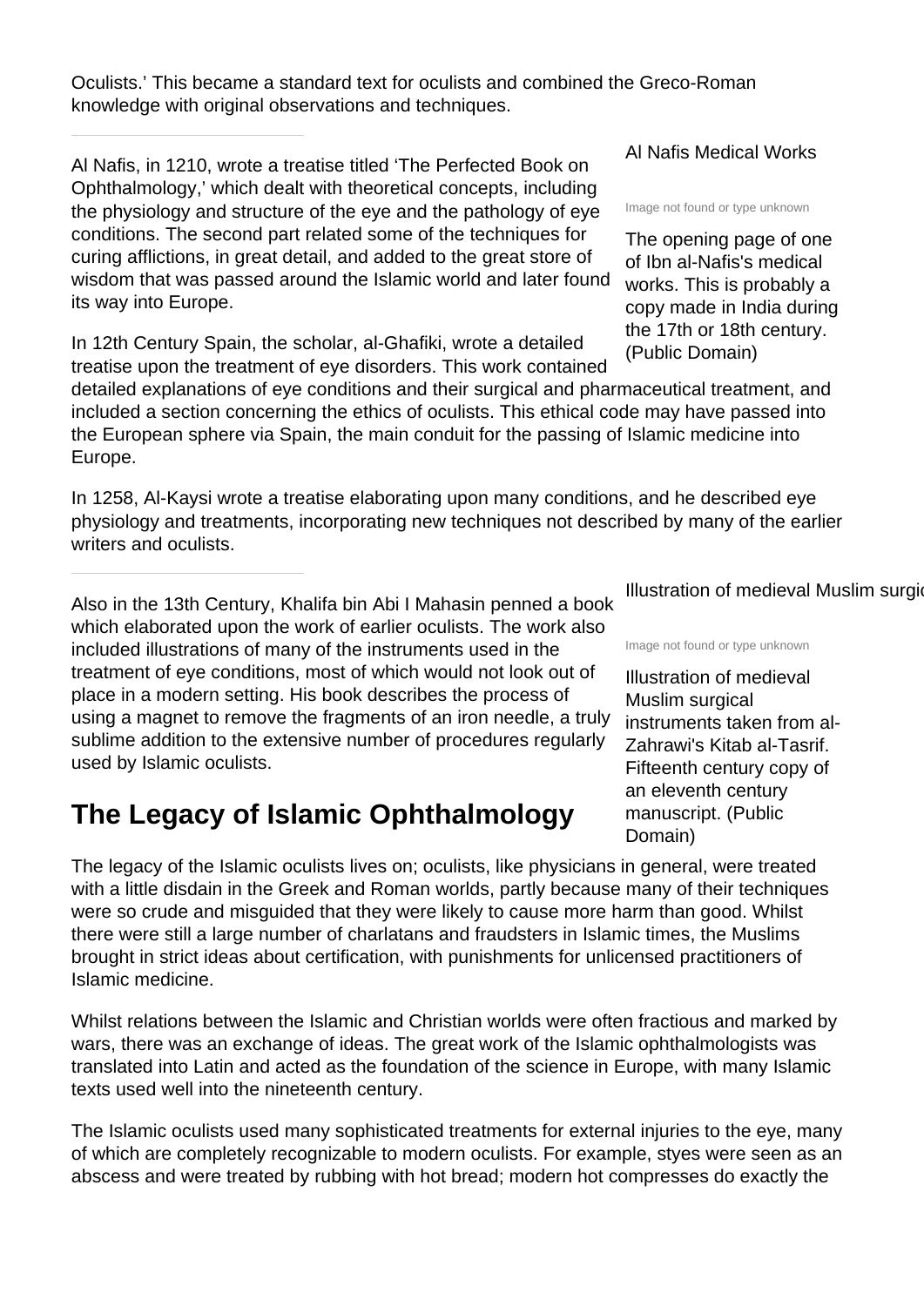Oculists.' This became a standard text for oculists and combined the Greco-Roman knowledge with original observations and techniques.

Al Nafis, in 1210, wrote a treatise titled 'The Perfected Book on Ophthalmology,' which dealt with theoretical concepts, including the physiology and structure of the eye and the pathology of eye conditions. The second part related some of the techniques for curing afflictions, in great detail, and added to the great store of wisdom that was passed around the Islamic world and later found its way into Europe.

Al Nafis Medical Works

Image not found or type unknown

The opening page of one of Ibn al-Nafis's medical works. This is probably a copy made in India during the 17th or 18th century. (Public Domain)

In 12th Century Spain, the scholar, al-Ghafiki, wrote a detailed treatise upon the treatment of eye disorders. This work contained detailed explanations of eye conditions and their surgical and pharmaceutical treatment, and included a section concerning the ethics of oculists. This ethical code may have passed into the European sphere via Spain, the main conduit for the passing of Islamic medicine into Europe.

In 1258, Al-Kaysi wrote a treatise elaborating upon many conditions, and he described eye physiology and treatments, incorporating new techniques not described by many of the earlier writers and oculists.

Also in the 13th Century, Khalifa bin Abi I Mahasin penned a book which elaborated upon the work of earlier oculists. The work also included illustrations of many of the instruments used in the treatment of eye conditions, most of which would not look out of place in a modern setting. His book describes the process of using a magnet to remove the fragments of an iron needle, a truly sublime addition to the extensive number of procedures regularly used by Islamic oculists.

Illustration of medieval Muslim surgi

Image not found or type unknown

Illustration of medieval Muslim surgical instruments taken from al-Zahrawi's Kitab al-Tasrif. Fifteenth century copy of an eleventh century manuscript. (Public Domain)

## The Legacy of Islamic Ophthalmology

The legacy of the Islamic oculists lives on; oculists, like physicians in general, were treated with a little disdain in the Greek and Roman worlds, partly because many of their techniques were so crude and misguided that they were likely to cause more harm than good. Whilst there were still a large number of charlatans and fraudsters in Islamic times, the Muslims brought in strict ideas about certification, with punishments for unlicensed practitioners of Islamic medicine.

Whilst relations between the Islamic and Christian worlds were often fractious and marked by wars, there was an exchange of ideas. The great work of the Islamic ophthalmologists was translated into Latin and acted as the foundation of the science in Europe, with many Islamic texts used well into the nineteenth century.

The Islamic oculists used many sophisticated treatments for external injuries to the eye, many of which are completely recognizable to modern oculists. For example, styes were seen as an abscess and were treated by rubbing with hot bread; modern hot compresses do exactly the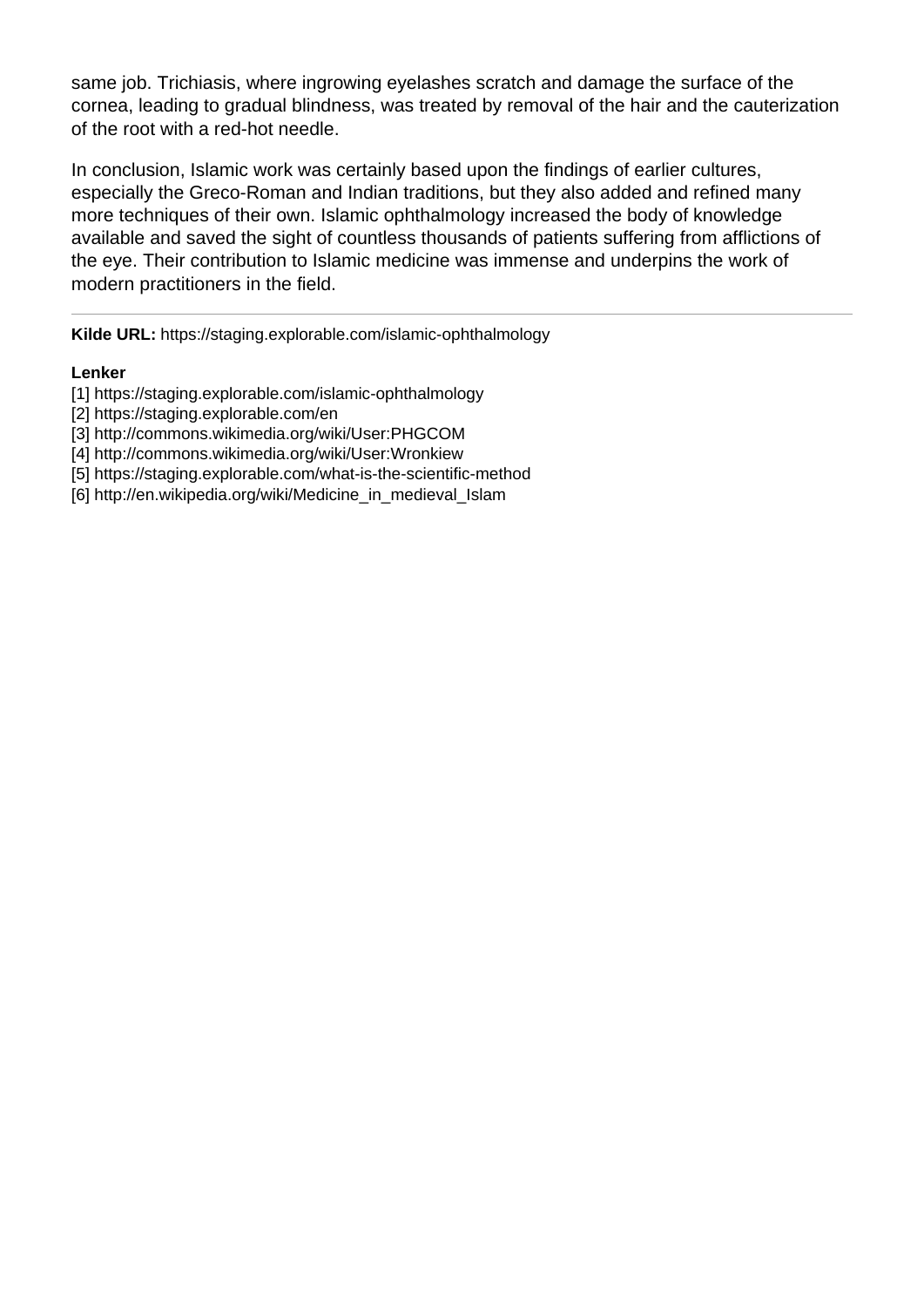same job. Trichiasis, where ingrowing eyelashes scratch and damage the surface of the cornea, leading to gradual blindness, was treated by removal of the hair and the cauterization of the root with a red-hot needle.

In conclusion, Islamic work was certainly based upon the findings of earlier cultures, especially the Greco-Roman and Indian traditions, but they also added and refined many more techniques of their own. Islamic ophthalmology increased the body of knowledge available and saved the sight of countless thousands of patients suffering from afflictions of the eye. Their contribution to Islamic medicine was immense and underpins the work of modern practitioners in the field.

---

**Kilde URL:** https://staging.explorable.com/islamic-ophthalmology

**Lenker**

[1] https://staging.explorable.com/islamic-ophthalmology
[2] https://staging.explorable.com/en
[3] http://commons.wikimedia.org/wiki/User:PHGCOM
[4] http://commons.wikimedia.org/wiki/User:Wronkiew
[5] https://staging.explorable.com/what-is-the-scientific-method
[6] http://en.wikipedia.org/wiki/Medicine_in_medieval_Islam